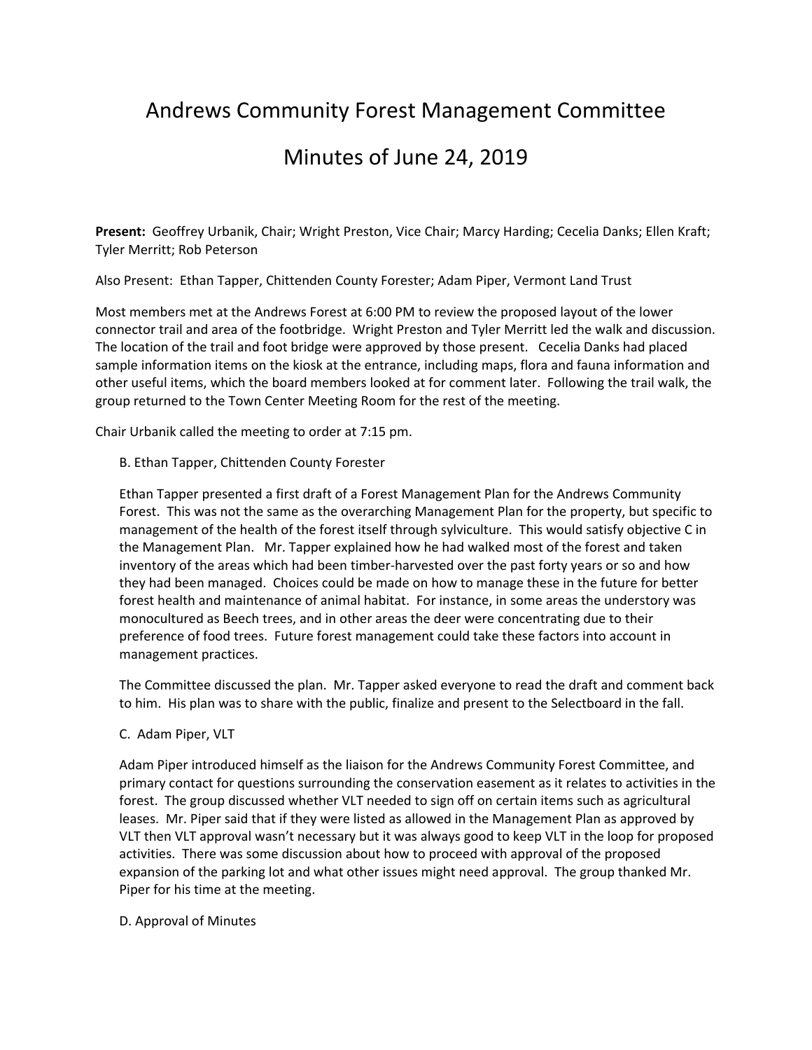# Andrews Community Forest Management Committee

# Minutes of June 24, 2019

**Present:** Geoffrey Urbanik, Chair; Wright Preston, Vice Chair; Marcy Harding; Cecelia Danks; Ellen Kraft; Tyler Merritt; Rob Peterson

Also Present: Ethan Tapper, Chittenden County Forester; Adam Piper, Vermont Land Trust

Most members met at the Andrews Forest at 6:00 PM to review the proposed layout of the lower connector trail and area of the footbridge. Wright Preston and Tyler Merritt led the walk and discussion. The location of the trail and foot bridge were approved by those present. Cecelia Danks had placed sample information items on the kiosk at the entrance, including maps, flora and fauna information and other useful items, which the board members looked at for comment later. Following the trail walk, the group returned to the Town Center Meeting Room for the rest of the meeting.

Chair Urbanik called the meeting to order at 7:15 pm.

B. Ethan Tapper, Chittenden County Forester

Ethan Tapper presented a first draft of a Forest Management Plan for the Andrews Community Forest. This was not the same as the overarching Management Plan for the property, but specific to management of the health of the forest itself through sylviculture. This would satisfy objective C in the Management Plan. Mr. Tapper explained how he had walked most of the forest and taken inventory of the areas which had been timber-harvested over the past forty years or so and how they had been managed. Choices could be made on how to manage these in the future for better forest health and maintenance of animal habitat. For instance, in some areas the understory was monocultured as Beech trees, and in other areas the deer were concentrating due to their preference of food trees. Future forest management could take these factors into account in management practices.

The Committee discussed the plan. Mr. Tapper asked everyone to read the draft and comment back to him. His plan was to share with the public, finalize and present to the Selectboard in the fall.

C. Adam Piper, VLT

Adam Piper introduced himself as the liaison for the Andrews Community Forest Committee, and primary contact for questions surrounding the conservation easement as it relates to activities in the forest. The group discussed whether VLT needed to sign off on certain items such as agricultural leases. Mr. Piper said that if they were listed as allowed in the Management Plan as approved by VLT then VLT approval wasn't necessary but it was always good to keep VLT in the loop for proposed activities. There was some discussion about how to proceed with approval of the proposed expansion of the parking lot and what other issues might need approval. The group thanked Mr. Piper for his time at the meeting.

D. Approval of Minutes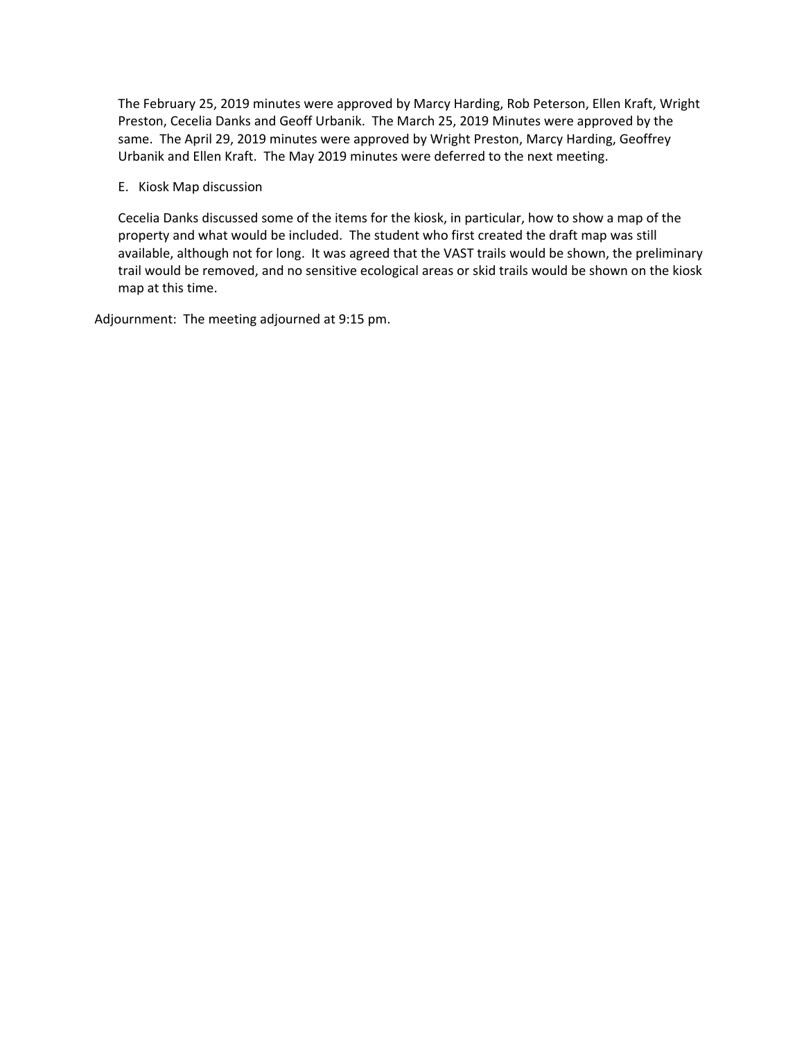The February 25, 2019 minutes were approved by Marcy Harding, Rob Peterson, Ellen Kraft, Wright Preston, Cecelia Danks and Geoff Urbanik. The March 25, 2019 Minutes were approved by the same. The April 29, 2019 minutes were approved by Wright Preston, Marcy Harding, Geoffrey Urbanik and Ellen Kraft. The May 2019 minutes were deferred to the next meeting.

E. Kiosk Map discussion

Cecelia Danks discussed some of the items for the kiosk, in particular, how to show a map of the property and what would be included. The student who first created the draft map was still available, although not for long. It was agreed that the VAST trails would be shown, the preliminary trail would be removed, and no sensitive ecological areas or skid trails would be shown on the kiosk map at this time.

Adjournment: The meeting adjourned at 9:15 pm.